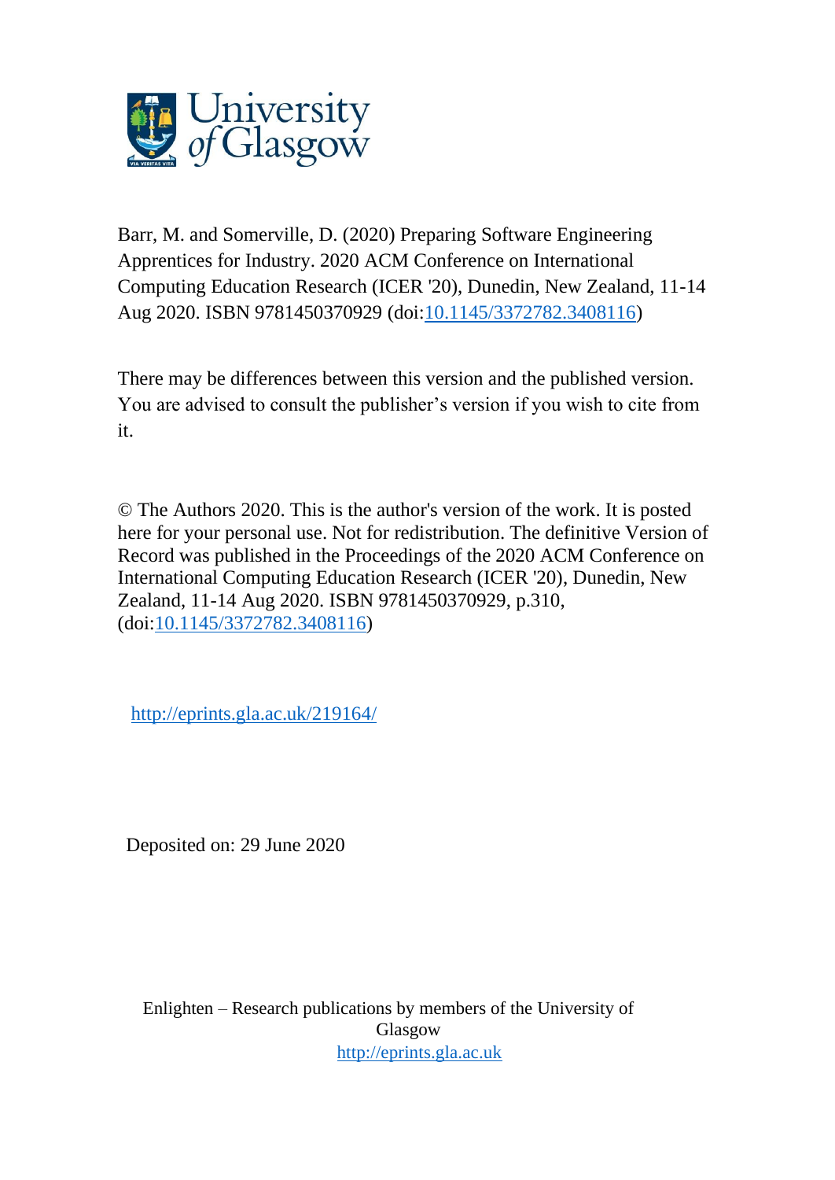University of Glasgow

Barr, M. and Somerville, D. (2020) Preparing Software Engineering Apprentices for Industry. 2020 ACM Conference on International Computing Education Research (ICER '20), Dunedin, New Zealand, 11-14 Aug 2020. ISBN 9781450370929 (doi:[10.1145/3372782.3408116](https://doi.org/10.1145/3372782.3408116))

There may be differences between this version and the published version. You are advised to consult the publisher's version if you wish to cite from it.

© The Authors 2020. This is the author's version of the work. It is posted here for your personal use. Not for redistribution. The definitive Version of Record was published in the Proceedings of the 2020 ACM Conference on International Computing Education Research (ICER '20), Dunedin, New Zealand, 11-14 Aug 2020. ISBN 9781450370929, p.310, (doi:[10.1145/3372782.3408116](https://doi.org/10.1145/3372782.3408116))

<http://eprints.gla.ac.uk/219164/>

Deposited on: 29 June 2020

Enlighten – Research publications by members of the University of Glasgow
<http://eprints.gla.ac.uk>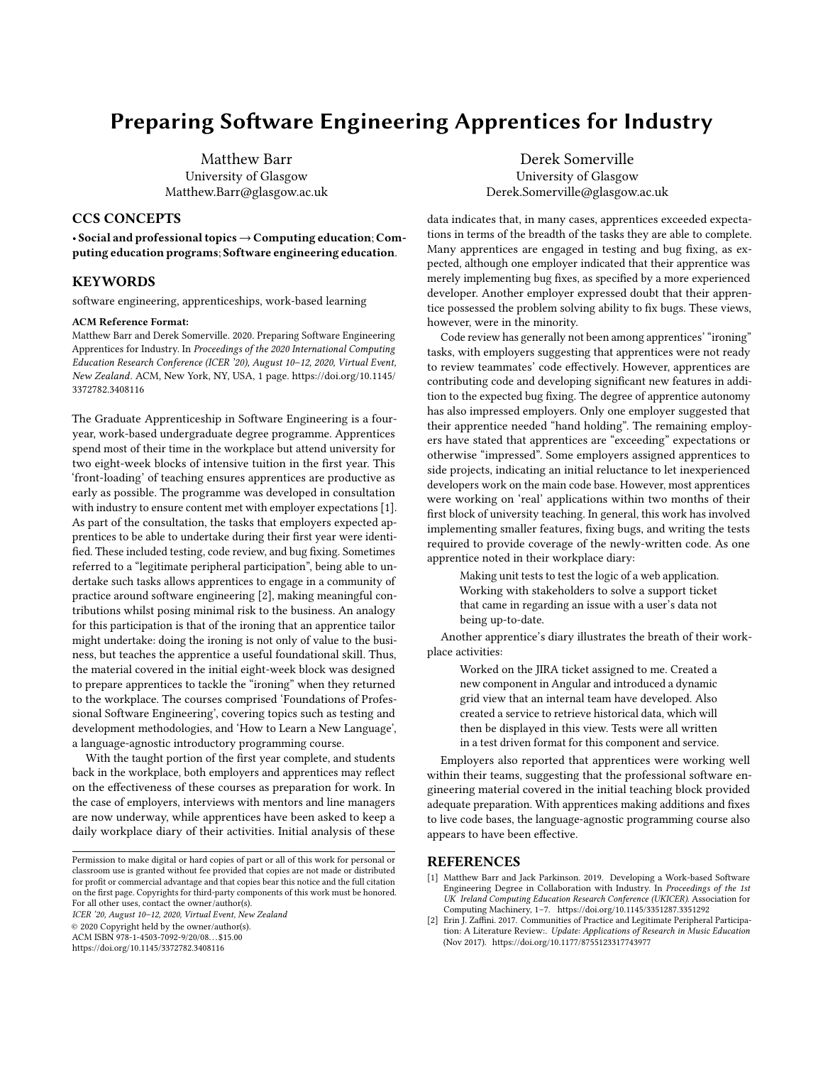# Preparing Software Engineering Apprentices for Industry

Matthew Barr
University of Glasgow
Matthew.Barr@glasgow.ac.uk

Derek Somerville
University of Glasgow
Derek.Somerville@glasgow.ac.uk

## CCS CONCEPTS

• **Social and professional topics → Computing education**; **Computing education programs**; **Software engineering education**.

## KEYWORDS

software engineering, apprenticeships, work-based learning

**ACM Reference Format:**
Matthew Barr and Derek Somerville. 2020. Preparing Software Engineering Apprentices for Industry. In *Proceedings of the 2020 International Computing Education Research Conference (ICER '20), August 10–12, 2020, Virtual Event, New Zealand*. ACM, New York, NY, USA, 1 page. https://doi.org/10.1145/3372782.3408116

The Graduate Apprenticeship in Software Engineering is a four-year, work-based undergraduate degree programme. Apprentices spend most of their time in the workplace but attend university for two eight-week blocks of intensive tuition in the first year. This 'front-loading' of teaching ensures apprentices are productive as early as possible. The programme was developed in consultation with industry to ensure content met with employer expectations [1]. As part of the consultation, the tasks that employers expected apprentices to be able to undertake during their first year were identified. These included testing, code review, and bug fixing. Sometimes referred to a "legitimate peripheral participation", being able to undertake such tasks allows apprentices to engage in a community of practice around software engineering [2], making meaningful contributions whilst posing minimal risk to the business. An analogy for this participation is that of the ironing that an apprentice tailor might undertake: doing the ironing is not only of value to the business, but teaches the apprentice a useful foundational skill. Thus, the material covered in the initial eight-week block was designed to prepare apprentices to tackle the "ironing" when they returned to the workplace. The courses comprised 'Foundations of Professional Software Engineering', covering topics such as testing and development methodologies, and 'How to Learn a New Language', a language-agnostic introductory programming course.

With the taught portion of the first year complete, and students back in the workplace, both employers and apprentices may reflect on the effectiveness of these courses as preparation for work. In the case of employers, interviews with mentors and line managers are now underway, while apprentices have been asked to keep a daily workplace diary of their activities. Initial analysis of these data indicates that, in many cases, apprentices exceeded expectations in terms of the breadth of the tasks they are able to complete. Many apprentices are engaged in testing and bug fixing, as expected, although one employer indicated that their apprentice was merely implementing bug fixes, as specified by a more experienced developer. Another employer expressed doubt that their apprentice possessed the problem solving ability to fix bugs. These views, however, were in the minority.

Code review has generally not been among apprentices' "ironing" tasks, with employers suggesting that apprentices were not ready to review teammates' code effectively. However, apprentices are contributing code and developing significant new features in addition to the expected bug fixing. The degree of apprentice autonomy has also impressed employers. Only one employer suggested that their apprentice needed "hand holding". The remaining employers have stated that apprentices are "exceeding" expectations or otherwise "impressed". Some employers assigned apprentices to side projects, indicating an initial reluctance to let inexperienced developers work on the main code base. However, most apprentices were working on 'real' applications within two months of their first block of university teaching. In general, this work has involved implementing smaller features, fixing bugs, and writing the tests required to provide coverage of the newly-written code. As one apprentice noted in their workplace diary:

> Making unit tests to test the logic of a web application. Working with stakeholders to solve a support ticket that came in regarding an issue with a user's data not being up-to-date.

Another apprentice's diary illustrates the breath of their workplace activities:

> Worked on the JIRA ticket assigned to me. Created a new component in Angular and introduced a dynamic grid view that an internal team have developed. Also created a service to retrieve historical data, which will then be displayed in this view. Tests were all written in a test driven format for this component and service.

Employers also reported that apprentices were working well within their teams, suggesting that the professional software engineering material covered in the initial teaching block provided adequate preparation. With apprentices making additions and fixes to live code bases, the language-agnostic programming course also appears to have been effective.

## REFERENCES

[1] Matthew Barr and Jack Parkinson. 2019. Developing a Work-based Software Engineering Degree in Collaboration with Industry. In *Proceedings of the 1st UK Ireland Computing Education Research Conference (UKICER)*. Association for Computing Machinery, 1–7. https://doi.org/10.1145/3351287.3351292

[2] Erin J. Zaffini. 2017. Communities of Practice and Legitimate Peripheral Participation: A Literature Review:. *Update: Applications of Research in Music Education* (Nov 2017). https://doi.org/10.1177/8755123317743977

Permission to make digital or hard copies of part or all of this work for personal or classroom use is granted without fee provided that copies are not made or distributed for profit or commercial advantage and that copies bear this notice and the full citation on the first page. Copyrights for third-party components of this work must be honored. For all other uses, contact the owner/author(s).
*ICER '20, August 10–12, 2020, Virtual Event, New Zealand*
© 2020 Copyright held by the owner/author(s).
ACM ISBN 978-1-4503-7092-9/20/08…$15.00
https://doi.org/10.1145/3372782.3408116